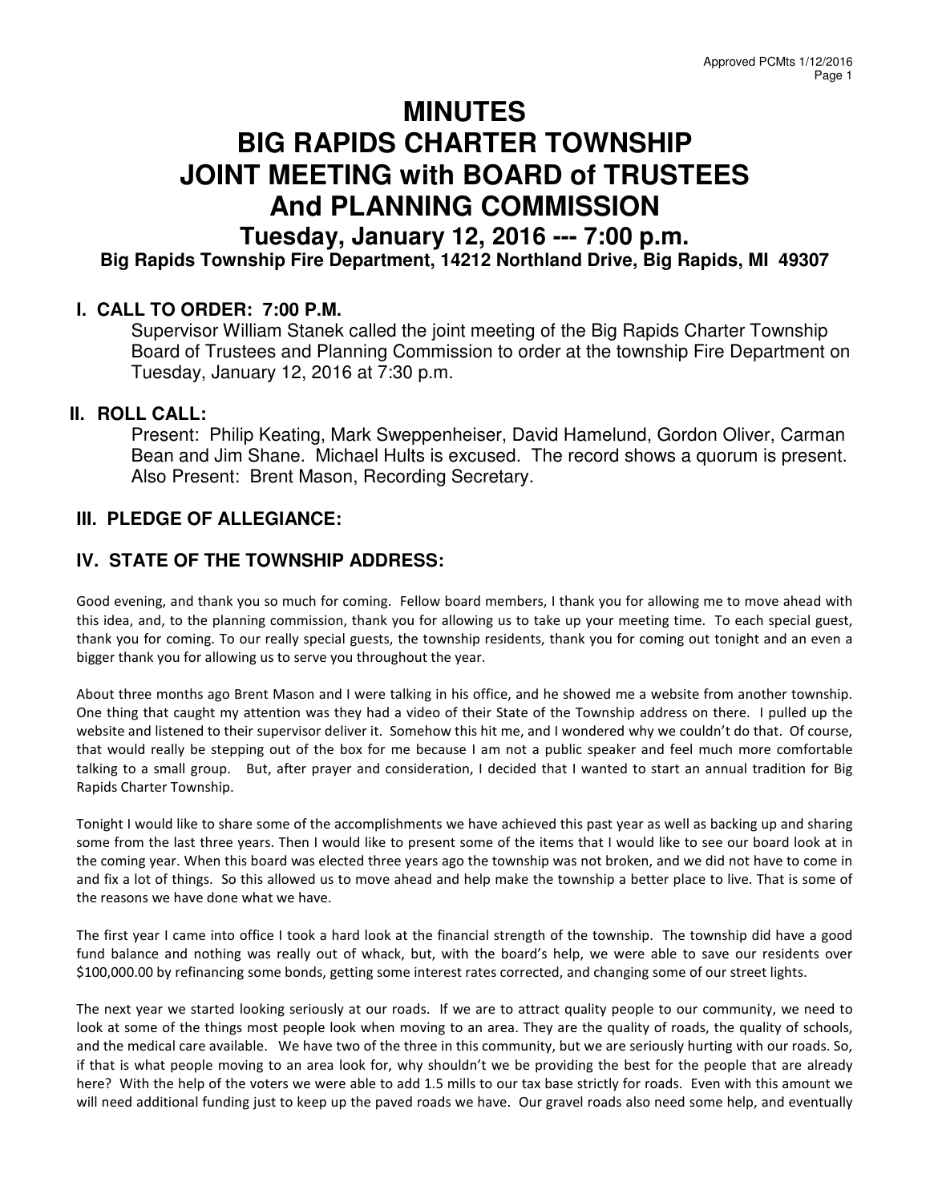# MINUTES
# BIG RAPIDS CHARTER TOWNSHIP
# JOINT MEETING with BOARD of TRUSTEES
# And PLANNING COMMISSION

## Tuesday, January 12, 2016 --- 7:00 p.m.

**Big Rapids Township Fire Department, 14212 Northland Drive, Big Rapids, MI 49307**

## I. CALL TO ORDER: 7:00 P.M.

Supervisor William Stanek called the joint meeting of the Big Rapids Charter Township Board of Trustees and Planning Commission to order at the township Fire Department on Tuesday, January 12, 2016 at 7:30 p.m.

## II. ROLL CALL:

Present: Philip Keating, Mark Sweppenheiser, David Hamelund, Gordon Oliver, Carman Bean and Jim Shane. Michael Hults is excused. The record shows a quorum is present. Also Present: Brent Mason, Recording Secretary.

## III. PLEDGE OF ALLEGIANCE:

## IV. STATE OF THE TOWNSHIP ADDRESS:

Good evening, and thank you so much for coming. Fellow board members, I thank you for allowing me to move ahead with this idea, and, to the planning commission, thank you for allowing us to take up your meeting time. To each special guest, thank you for coming. To our really special guests, the township residents, thank you for coming out tonight and an even a bigger thank you for allowing us to serve you throughout the year.

About three months ago Brent Mason and I were talking in his office, and he showed me a website from another township. One thing that caught my attention was they had a video of their State of the Township address on there. I pulled up the website and listened to their supervisor deliver it. Somehow this hit me, and I wondered why we couldn't do that. Of course, that would really be stepping out of the box for me because I am not a public speaker and feel much more comfortable talking to a small group. But, after prayer and consideration, I decided that I wanted to start an annual tradition for Big Rapids Charter Township.

Tonight I would like to share some of the accomplishments we have achieved this past year as well as backing up and sharing some from the last three years. Then I would like to present some of the items that I would like to see our board look at in the coming year. When this board was elected three years ago the township was not broken, and we did not have to come in and fix a lot of things. So this allowed us to move ahead and help make the township a better place to live. That is some of the reasons we have done what we have.

The first year I came into office I took a hard look at the financial strength of the township. The township did have a good fund balance and nothing was really out of whack, but, with the board's help, we were able to save our residents over $100,000.00 by refinancing some bonds, getting some interest rates corrected, and changing some of our street lights.

The next year we started looking seriously at our roads. If we are to attract quality people to our community, we need to look at some of the things most people look when moving to an area. They are the quality of roads, the quality of schools, and the medical care available. We have two of the three in this community, but we are seriously hurting with our roads. So, if that is what people moving to an area look for, why shouldn't we be providing the best for the people that are already here? With the help of the voters we were able to add 1.5 mills to our tax base strictly for roads. Even with this amount we will need additional funding just to keep up the paved roads we have. Our gravel roads also need some help, and eventually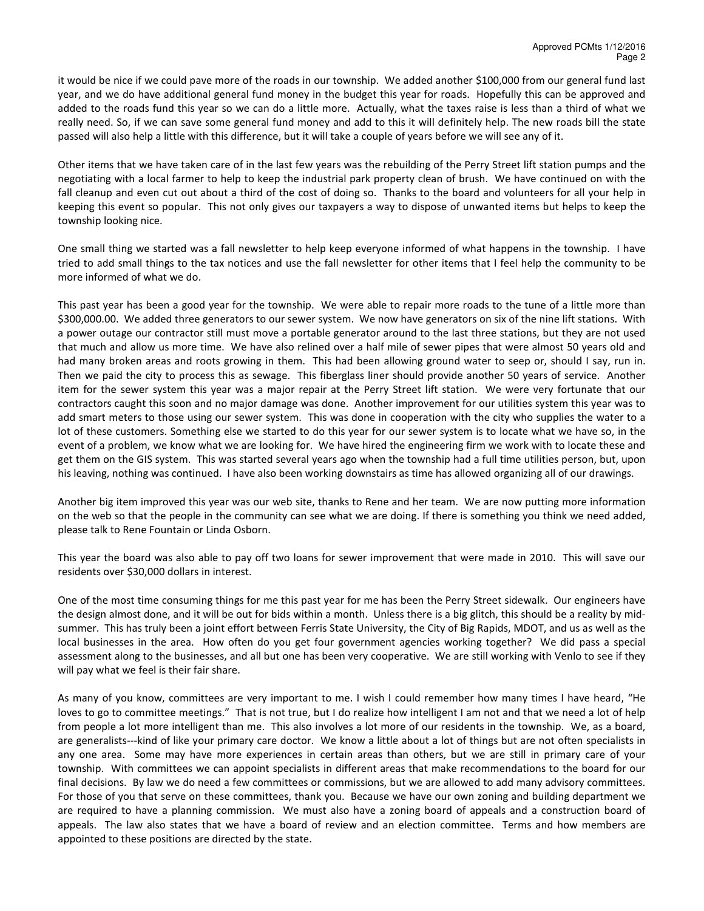it would be nice if we could pave more of the roads in our township. We added another $100,000 from our general fund last year, and we do have additional general fund money in the budget this year for roads. Hopefully this can be approved and added to the roads fund this year so we can do a little more. Actually, what the taxes raise is less than a third of what we really need. So, if we can save some general fund money and add to this it will definitely help. The new roads bill the state passed will also help a little with this difference, but it will take a couple of years before we will see any of it.

Other items that we have taken care of in the last few years was the rebuilding of the Perry Street lift station pumps and the negotiating with a local farmer to help to keep the industrial park property clean of brush. We have continued on with the fall cleanup and even cut out about a third of the cost of doing so. Thanks to the board and volunteers for all your help in keeping this event so popular. This not only gives our taxpayers a way to dispose of unwanted items but helps to keep the township looking nice.

One small thing we started was a fall newsletter to help keep everyone informed of what happens in the township. I have tried to add small things to the tax notices and use the fall newsletter for other items that I feel help the community to be more informed of what we do.

This past year has been a good year for the township. We were able to repair more roads to the tune of a little more than $300,000.00. We added three generators to our sewer system. We now have generators on six of the nine lift stations. With a power outage our contractor still must move a portable generator around to the last three stations, but they are not used that much and allow us more time. We have also relined over a half mile of sewer pipes that were almost 50 years old and had many broken areas and roots growing in them. This had been allowing ground water to seep or, should I say, run in. Then we paid the city to process this as sewage. This fiberglass liner should provide another 50 years of service. Another item for the sewer system this year was a major repair at the Perry Street lift station. We were very fortunate that our contractors caught this soon and no major damage was done. Another improvement for our utilities system this year was to add smart meters to those using our sewer system. This was done in cooperation with the city who supplies the water to a lot of these customers. Something else we started to do this year for our sewer system is to locate what we have so, in the event of a problem, we know what we are looking for. We have hired the engineering firm we work with to locate these and get them on the GIS system. This was started several years ago when the township had a full time utilities person, but, upon his leaving, nothing was continued. I have also been working downstairs as time has allowed organizing all of our drawings.

Another big item improved this year was our web site, thanks to Rene and her team. We are now putting more information on the web so that the people in the community can see what we are doing. If there is something you think we need added, please talk to Rene Fountain or Linda Osborn.

This year the board was also able to pay off two loans for sewer improvement that were made in 2010. This will save our residents over $30,000 dollars in interest.

One of the most time consuming things for me this past year for me has been the Perry Street sidewalk. Our engineers have the design almost done, and it will be out for bids within a month. Unless there is a big glitch, this should be a reality by mid-summer. This has truly been a joint effort between Ferris State University, the City of Big Rapids, MDOT, and us as well as the local businesses in the area. How often do you get four government agencies working together? We did pass a special assessment along to the businesses, and all but one has been very cooperative. We are still working with Venlo to see if they will pay what we feel is their fair share.

As many of you know, committees are very important to me. I wish I could remember how many times I have heard, "He loves to go to committee meetings." That is not true, but I do realize how intelligent I am not and that we need a lot of help from people a lot more intelligent than me. This also involves a lot more of our residents in the township. We, as a board, are generalists---kind of like your primary care doctor. We know a little about a lot of things but are not often specialists in any one area. Some may have more experiences in certain areas than others, but we are still in primary care of your township. With committees we can appoint specialists in different areas that make recommendations to the board for our final decisions. By law we do need a few committees or commissions, but we are allowed to add many advisory committees. For those of you that serve on these committees, thank you. Because we have our own zoning and building department we are required to have a planning commission. We must also have a zoning board of appeals and a construction board of appeals. The law also states that we have a board of review and an election committee. Terms and how members are appointed to these positions are directed by the state.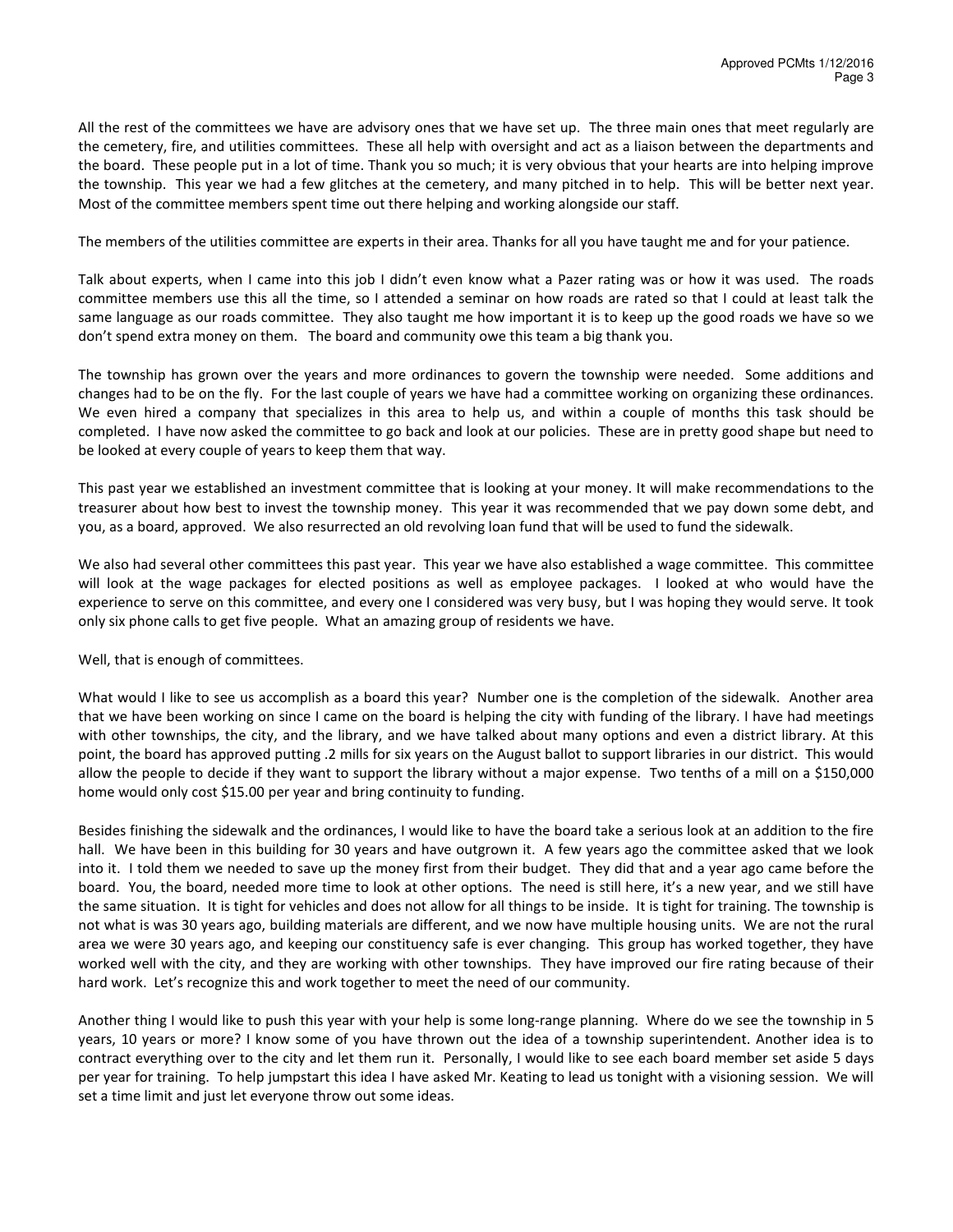All the rest of the committees we have are advisory ones that we have set up. The three main ones that meet regularly are the cemetery, fire, and utilities committees. These all help with oversight and act as a liaison between the departments and the board. These people put in a lot of time. Thank you so much; it is very obvious that your hearts are into helping improve the township. This year we had a few glitches at the cemetery, and many pitched in to help. This will be better next year. Most of the committee members spent time out there helping and working alongside our staff.

The members of the utilities committee are experts in their area. Thanks for all you have taught me and for your patience.

Talk about experts, when I came into this job I didn't even know what a Pazer rating was or how it was used. The roads committee members use this all the time, so I attended a seminar on how roads are rated so that I could at least talk the same language as our roads committee. They also taught me how important it is to keep up the good roads we have so we don't spend extra money on them. The board and community owe this team a big thank you.

The township has grown over the years and more ordinances to govern the township were needed. Some additions and changes had to be on the fly. For the last couple of years we have had a committee working on organizing these ordinances. We even hired a company that specializes in this area to help us, and within a couple of months this task should be completed. I have now asked the committee to go back and look at our policies. These are in pretty good shape but need to be looked at every couple of years to keep them that way.

This past year we established an investment committee that is looking at your money. It will make recommendations to the treasurer about how best to invest the township money. This year it was recommended that we pay down some debt, and you, as a board, approved. We also resurrected an old revolving loan fund that will be used to fund the sidewalk.

We also had several other committees this past year. This year we have also established a wage committee. This committee will look at the wage packages for elected positions as well as employee packages. I looked at who would have the experience to serve on this committee, and every one I considered was very busy, but I was hoping they would serve. It took only six phone calls to get five people. What an amazing group of residents we have.

Well, that is enough of committees.

What would I like to see us accomplish as a board this year? Number one is the completion of the sidewalk. Another area that we have been working on since I came on the board is helping the city with funding of the library. I have had meetings with other townships, the city, and the library, and we have talked about many options and even a district library. At this point, the board has approved putting .2 mills for six years on the August ballot to support libraries in our district. This would allow the people to decide if they want to support the library without a major expense. Two tenths of a mill on a $150,000 home would only cost $15.00 per year and bring continuity to funding.

Besides finishing the sidewalk and the ordinances, I would like to have the board take a serious look at an addition to the fire hall. We have been in this building for 30 years and have outgrown it. A few years ago the committee asked that we look into it. I told them we needed to save up the money first from their budget. They did that and a year ago came before the board. You, the board, needed more time to look at other options. The need is still here, it's a new year, and we still have the same situation. It is tight for vehicles and does not allow for all things to be inside. It is tight for training. The township is not what is was 30 years ago, building materials are different, and we now have multiple housing units. We are not the rural area we were 30 years ago, and keeping our constituency safe is ever changing. This group has worked together, they have worked well with the city, and they are working with other townships. They have improved our fire rating because of their hard work. Let's recognize this and work together to meet the need of our community.

Another thing I would like to push this year with your help is some long-range planning. Where do we see the township in 5 years, 10 years or more? I know some of you have thrown out the idea of a township superintendent. Another idea is to contract everything over to the city and let them run it. Personally, I would like to see each board member set aside 5 days per year for training. To help jumpstart this idea I have asked Mr. Keating to lead us tonight with a visioning session. We will set a time limit and just let everyone throw out some ideas.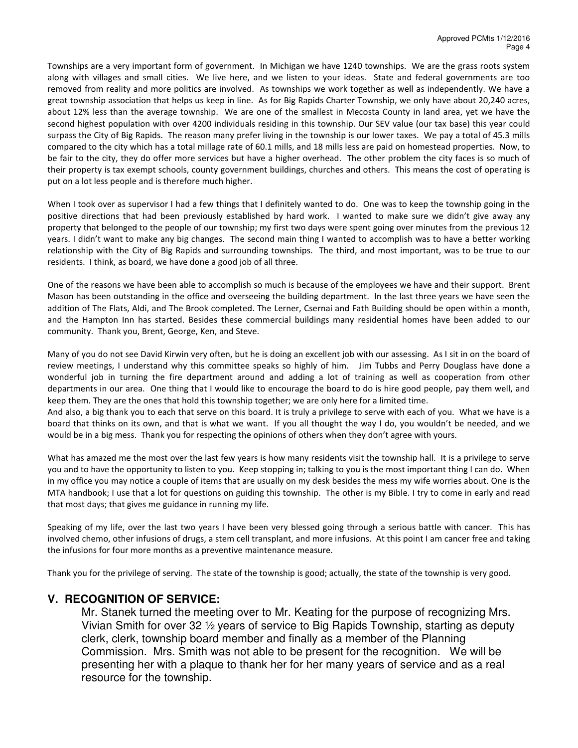Townships are a very important form of government. In Michigan we have 1240 townships. We are the grass roots system along with villages and small cities. We live here, and we listen to your ideas. State and federal governments are too removed from reality and more politics are involved. As townships we work together as well as independently. We have a great township association that helps us keep in line. As for Big Rapids Charter Township, we only have about 20,240 acres, about 12% less than the average township. We are one of the smallest in Mecosta County in land area, yet we have the second highest population with over 4200 individuals residing in this township. Our SEV value (our tax base) this year could surpass the City of Big Rapids. The reason many prefer living in the township is our lower taxes. We pay a total of 45.3 mills compared to the city which has a total millage rate of 60.1 mills, and 18 mills less are paid on homestead properties. Now, to be fair to the city, they do offer more services but have a higher overhead. The other problem the city faces is so much of their property is tax exempt schools, county government buildings, churches and others. This means the cost of operating is put on a lot less people and is therefore much higher.

When I took over as supervisor I had a few things that I definitely wanted to do. One was to keep the township going in the positive directions that had been previously established by hard work. I wanted to make sure we didn't give away any property that belonged to the people of our township; my first two days were spent going over minutes from the previous 12 years. I didn't want to make any big changes. The second main thing I wanted to accomplish was to have a better working relationship with the City of Big Rapids and surrounding townships. The third, and most important, was to be true to our residents. I think, as board, we have done a good job of all three.

One of the reasons we have been able to accomplish so much is because of the employees we have and their support. Brent Mason has been outstanding in the office and overseeing the building department. In the last three years we have seen the addition of The Flats, Aldi, and The Brook completed. The Lerner, Csernai and Fath Building should be open within a month, and the Hampton Inn has started. Besides these commercial buildings many residential homes have been added to our community. Thank you, Brent, George, Ken, and Steve.

Many of you do not see David Kirwin very often, but he is doing an excellent job with our assessing. As I sit in on the board of review meetings, I understand why this committee speaks so highly of him. Jim Tubbs and Perry Douglass have done a wonderful job in turning the fire department around and adding a lot of training as well as cooperation from other departments in our area. One thing that I would like to encourage the board to do is hire good people, pay them well, and keep them. They are the ones that hold this township together; we are only here for a limited time.

And also, a big thank you to each that serve on this board. It is truly a privilege to serve with each of you. What we have is a board that thinks on its own, and that is what we want. If you all thought the way I do, you wouldn't be needed, and we would be in a big mess. Thank you for respecting the opinions of others when they don't agree with yours.

What has amazed me the most over the last few years is how many residents visit the township hall. It is a privilege to serve you and to have the opportunity to listen to you. Keep stopping in; talking to you is the most important thing I can do. When in my office you may notice a couple of items that are usually on my desk besides the mess my wife worries about. One is the MTA handbook; I use that a lot for questions on guiding this township. The other is my Bible. I try to come in early and read that most days; that gives me guidance in running my life.

Speaking of my life, over the last two years I have been very blessed going through a serious battle with cancer. This has involved chemo, other infusions of drugs, a stem cell transplant, and more infusions. At this point I am cancer free and taking the infusions for four more months as a preventive maintenance measure.

Thank you for the privilege of serving. The state of the township is good; actually, the state of the township is very good.

## V. RECOGNITION OF SERVICE:

Mr. Stanek turned the meeting over to Mr. Keating for the purpose of recognizing Mrs. Vivian Smith for over 32 ½ years of service to Big Rapids Township, starting as deputy clerk, clerk, township board member and finally as a member of the Planning Commission. Mrs. Smith was not able to be present for the recognition. We will be presenting her with a plaque to thank her for her many years of service and as a real resource for the township.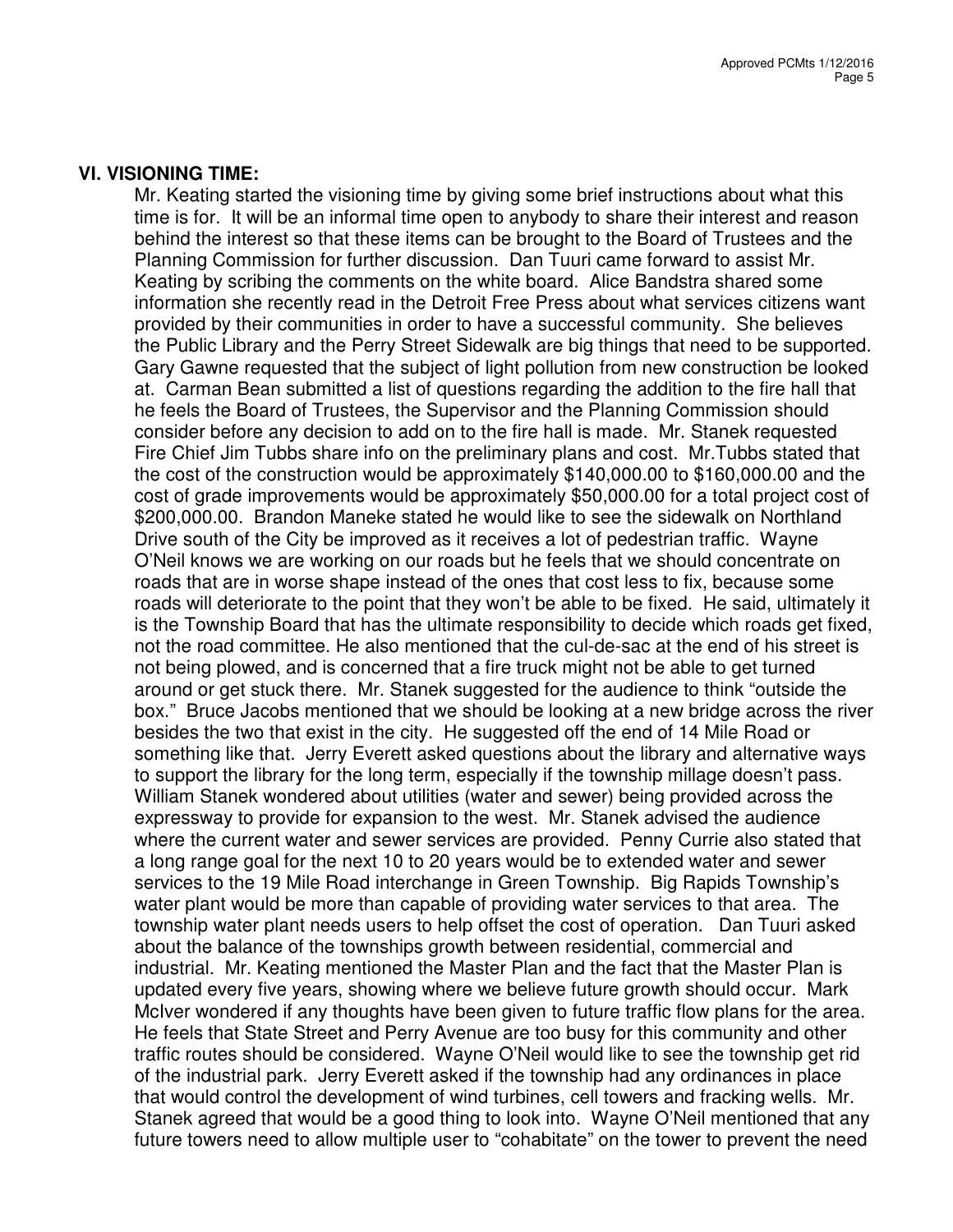## VI. VISIONING TIME:

Mr. Keating started the visioning time by giving some brief instructions about what this time is for. It will be an informal time open to anybody to share their interest and reason behind the interest so that these items can be brought to the Board of Trustees and the Planning Commission for further discussion. Dan Tuuri came forward to assist Mr. Keating by scribing the comments on the white board. Alice Bandstra shared some information she recently read in the Detroit Free Press about what services citizens want provided by their communities in order to have a successful community. She believes the Public Library and the Perry Street Sidewalk are big things that need to be supported. Gary Gawne requested that the subject of light pollution from new construction be looked at. Carman Bean submitted a list of questions regarding the addition to the fire hall that he feels the Board of Trustees, the Supervisor and the Planning Commission should consider before any decision to add on to the fire hall is made. Mr. Stanek requested Fire Chief Jim Tubbs share info on the preliminary plans and cost. Mr.Tubbs stated that the cost of the construction would be approximately $140,000.00 to $160,000.00 and the cost of grade improvements would be approximately $50,000.00 for a total project cost of $200,000.00. Brandon Maneke stated he would like to see the sidewalk on Northland Drive south of the City be improved as it receives a lot of pedestrian traffic. Wayne O'Neil knows we are working on our roads but he feels that we should concentrate on roads that are in worse shape instead of the ones that cost less to fix, because some roads will deteriorate to the point that they won't be able to be fixed. He said, ultimately it is the Township Board that has the ultimate responsibility to decide which roads get fixed, not the road committee. He also mentioned that the cul-de-sac at the end of his street is not being plowed, and is concerned that a fire truck might not be able to get turned around or get stuck there. Mr. Stanek suggested for the audience to think "outside the box." Bruce Jacobs mentioned that we should be looking at a new bridge across the river besides the two that exist in the city. He suggested off the end of 14 Mile Road or something like that. Jerry Everett asked questions about the library and alternative ways to support the library for the long term, especially if the township millage doesn't pass. William Stanek wondered about utilities (water and sewer) being provided across the expressway to provide for expansion to the west. Mr. Stanek advised the audience where the current water and sewer services are provided. Penny Currie also stated that a long range goal for the next 10 to 20 years would be to extended water and sewer services to the 19 Mile Road interchange in Green Township. Big Rapids Township's water plant would be more than capable of providing water services to that area. The township water plant needs users to help offset the cost of operation. Dan Tuuri asked about the balance of the townships growth between residential, commercial and industrial. Mr. Keating mentioned the Master Plan and the fact that the Master Plan is updated every five years, showing where we believe future growth should occur. Mark McIver wondered if any thoughts have been given to future traffic flow plans for the area. He feels that State Street and Perry Avenue are too busy for this community and other traffic routes should be considered. Wayne O'Neil would like to see the township get rid of the industrial park. Jerry Everett asked if the township had any ordinances in place that would control the development of wind turbines, cell towers and fracking wells. Mr. Stanek agreed that would be a good thing to look into. Wayne O'Neil mentioned that any future towers need to allow multiple user to "cohabitate" on the tower to prevent the need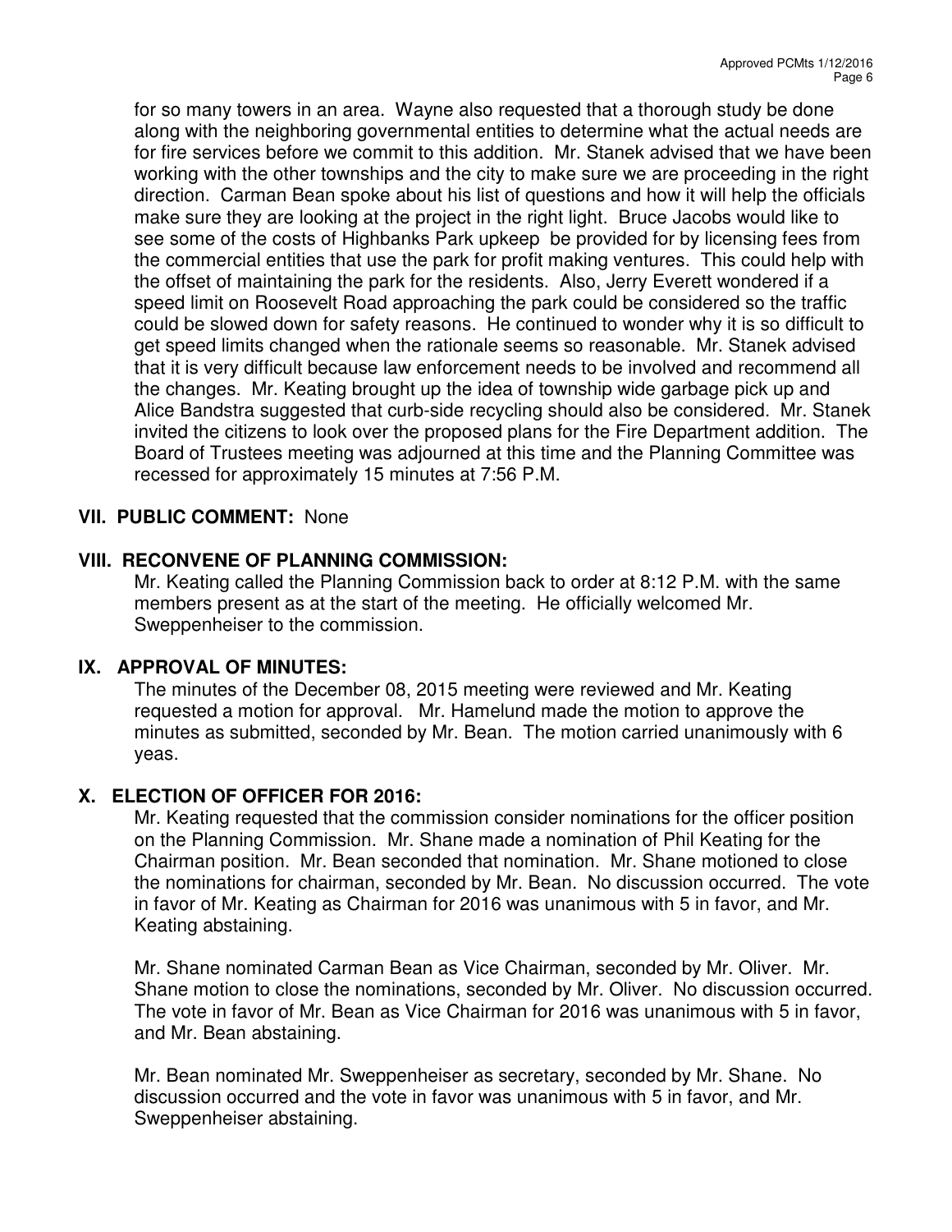for so many towers in an area. Wayne also requested that a thorough study be done along with the neighboring governmental entities to determine what the actual needs are for fire services before we commit to this addition. Mr. Stanek advised that we have been working with the other townships and the city to make sure we are proceeding in the right direction. Carman Bean spoke about his list of questions and how it will help the officials make sure they are looking at the project in the right light. Bruce Jacobs would like to see some of the costs of Highbanks Park upkeep be provided for by licensing fees from the commercial entities that use the park for profit making ventures. This could help with the offset of maintaining the park for the residents. Also, Jerry Everett wondered if a speed limit on Roosevelt Road approaching the park could be considered so the traffic could be slowed down for safety reasons. He continued to wonder why it is so difficult to get speed limits changed when the rationale seems so reasonable. Mr. Stanek advised that it is very difficult because law enforcement needs to be involved and recommend all the changes. Mr. Keating brought up the idea of township wide garbage pick up and Alice Bandstra suggested that curb-side recycling should also be considered. Mr. Stanek invited the citizens to look over the proposed plans for the Fire Department addition. The Board of Trustees meeting was adjourned at this time and the Planning Committee was recessed for approximately 15 minutes at 7:56 P.M.

## VII. PUBLIC COMMENT: None

## VIII. RECONVENE OF PLANNING COMMISSION:

Mr. Keating called the Planning Commission back to order at 8:12 P.M. with the same members present as at the start of the meeting. He officially welcomed Mr. Sweppenheiser to the commission.

## IX. APPROVAL OF MINUTES:

The minutes of the December 08, 2015 meeting were reviewed and Mr. Keating requested a motion for approval. Mr. Hamelund made the motion to approve the minutes as submitted, seconded by Mr. Bean. The motion carried unanimously with 6 yeas.

## X. ELECTION OF OFFICER FOR 2016:

Mr. Keating requested that the commission consider nominations for the officer position on the Planning Commission. Mr. Shane made a nomination of Phil Keating for the Chairman position. Mr. Bean seconded that nomination. Mr. Shane motioned to close the nominations for chairman, seconded by Mr. Bean. No discussion occurred. The vote in favor of Mr. Keating as Chairman for 2016 was unanimous with 5 in favor, and Mr. Keating abstaining.

Mr. Shane nominated Carman Bean as Vice Chairman, seconded by Mr. Oliver. Mr. Shane motion to close the nominations, seconded by Mr. Oliver. No discussion occurred. The vote in favor of Mr. Bean as Vice Chairman for 2016 was unanimous with 5 in favor, and Mr. Bean abstaining.

Mr. Bean nominated Mr. Sweppenheiser as secretary, seconded by Mr. Shane. No discussion occurred and the vote in favor was unanimous with 5 in favor, and Mr. Sweppenheiser abstaining.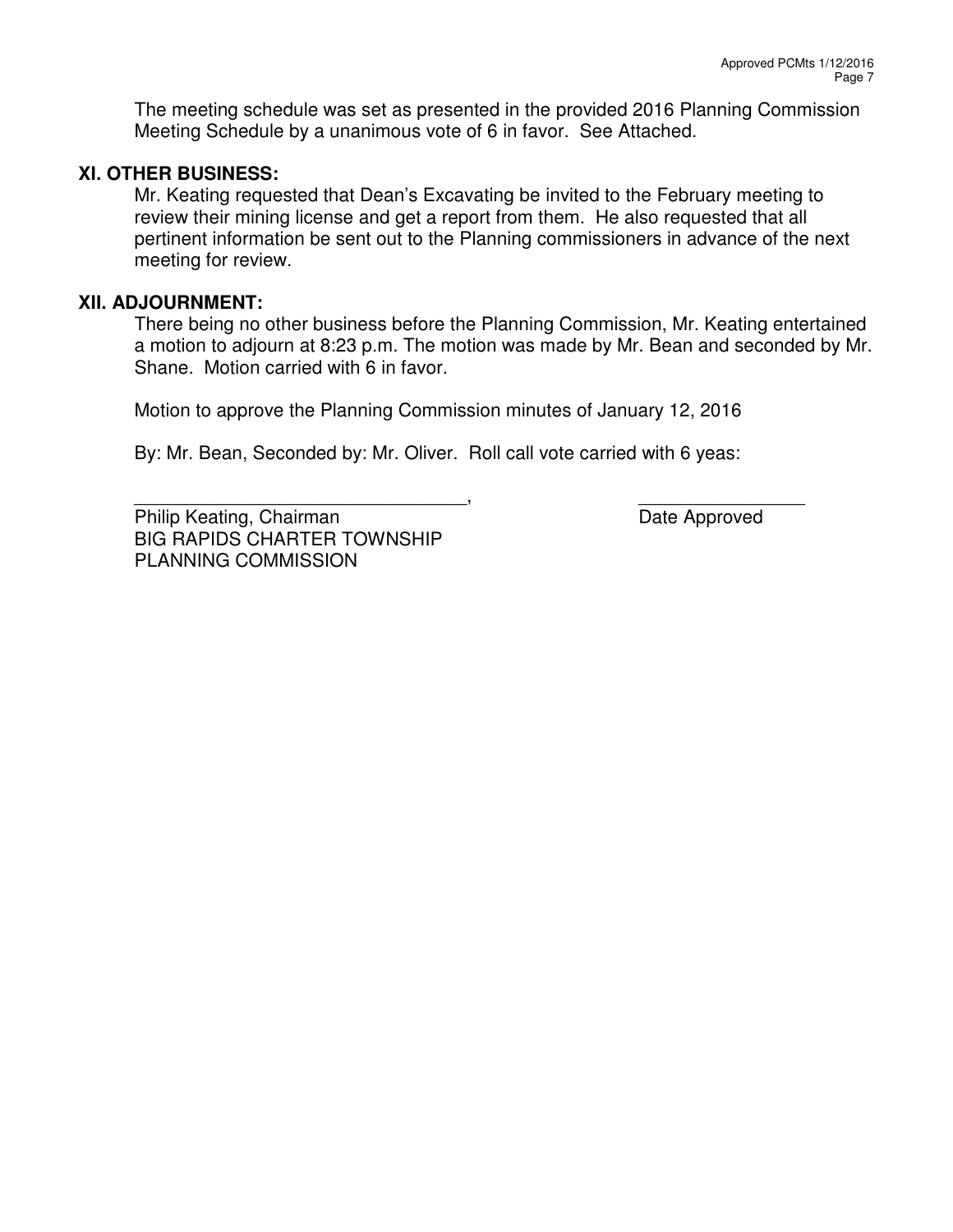The meeting schedule was set as presented in the provided 2016 Planning Commission Meeting Schedule by a unanimous vote of 6 in favor. See Attached.

## XI. OTHER BUSINESS:

Mr. Keating requested that Dean's Excavating be invited to the February meeting to review their mining license and get a report from them. He also requested that all pertinent information be sent out to the Planning commissioners in advance of the next meeting for review.

## XII. ADJOURNMENT:

There being no other business before the Planning Commission, Mr. Keating entertained a motion to adjourn at 8:23 p.m. The motion was made by Mr. Bean and seconded by Mr. Shane. Motion carried with 6 in favor.

Motion to approve the Planning Commission minutes of January 12, 2016

By: Mr. Bean, Seconded by: Mr. Oliver. Roll call vote carried with 6 yeas:

_________________________________, _______________

Philip Keating, Chairman Date Approved
BIG RAPIDS CHARTER TOWNSHIP
PLANNING COMMISSION